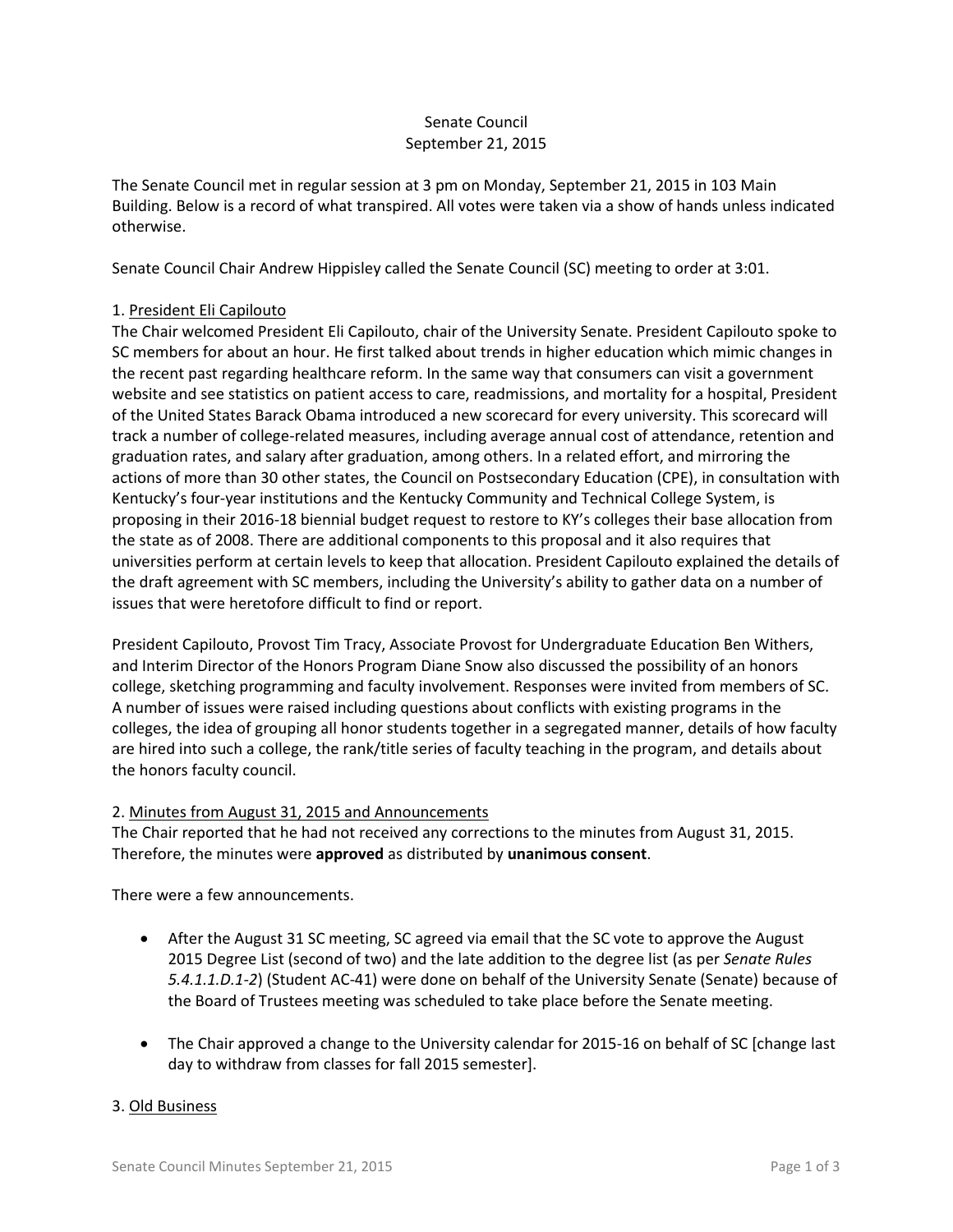# Senate Council
## September 21, 2015

The Senate Council met in regular session at 3 pm on Monday, September 21, 2015 in 103 Main Building. Below is a record of what transpired. All votes were taken via a show of hands unless indicated otherwise.

Senate Council Chair Andrew Hippisley called the Senate Council (SC) meeting to order at 3:01.

1. <u>President Eli Capilouto</u>

The Chair welcomed President Eli Capilouto, chair of the University Senate. President Capilouto spoke to SC members for about an hour. He first talked about trends in higher education which mimic changes in the recent past regarding healthcare reform. In the same way that consumers can visit a government website and see statistics on patient access to care, readmissions, and mortality for a hospital, President of the United States Barack Obama introduced a new scorecard for every university. This scorecard will track a number of college-related measures, including average annual cost of attendance, retention and graduation rates, and salary after graduation, among others. In a related effort, and mirroring the actions of more than 30 other states, the Council on Postsecondary Education (CPE), in consultation with Kentucky's four-year institutions and the Kentucky Community and Technical College System, is proposing in their 2016-18 biennial budget request to restore to KY's colleges their base allocation from the state as of 2008. There are additional components to this proposal and it also requires that universities perform at certain levels to keep that allocation. President Capilouto explained the details of the draft agreement with SC members, including the University's ability to gather data on a number of issues that were heretofore difficult to find or report.

President Capilouto, Provost Tim Tracy, Associate Provost for Undergraduate Education Ben Withers, and Interim Director of the Honors Program Diane Snow also discussed the possibility of an honors college, sketching programming and faculty involvement. Responses were invited from members of SC. A number of issues were raised including questions about conflicts with existing programs in the colleges, the idea of grouping all honor students together in a segregated manner, details of how faculty are hired into such a college, the rank/title series of faculty teaching in the program, and details about the honors faculty council.

2. <u>Minutes from August 31, 2015 and Announcements</u>

The Chair reported that he had not received any corrections to the minutes from August 31, 2015. Therefore, the minutes were **approved** as distributed by **unanimous consent**.

There were a few announcements.

- After the August 31 SC meeting, SC agreed via email that the SC vote to approve the August 2015 Degree List (second of two) and the late addition to the degree list (as per *Senate Rules 5.4.1.1.D.1-2*) (Student AC-41) were done on behalf of the University Senate (Senate) because of the Board of Trustees meeting was scheduled to take place before the Senate meeting.

- The Chair approved a change to the University calendar for 2015-16 on behalf of SC [change last day to withdraw from classes for fall 2015 semester].

3. <u>Old Business</u>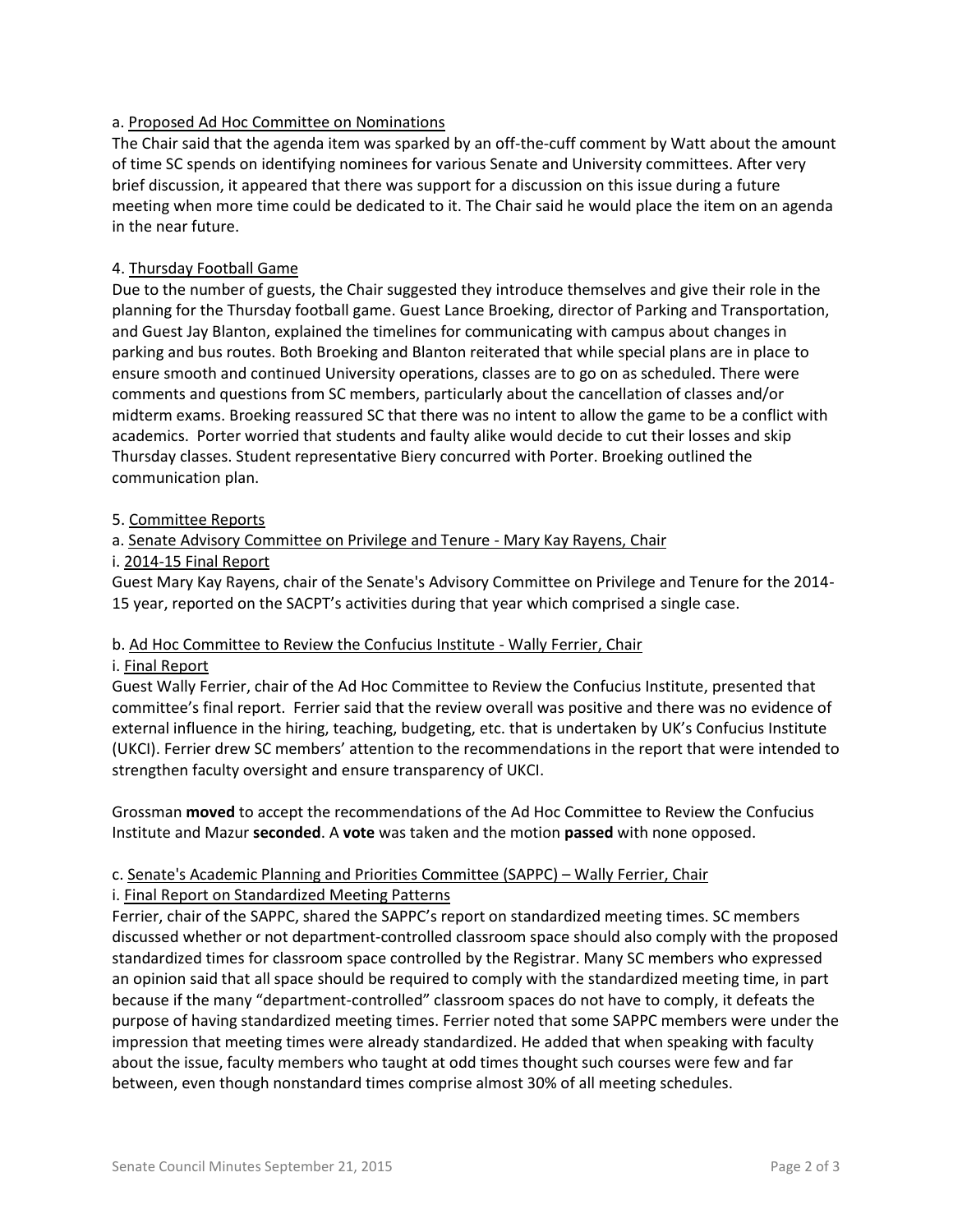a. Proposed Ad Hoc Committee on Nominations

The Chair said that the agenda item was sparked by an off-the-cuff comment by Watt about the amount of time SC spends on identifying nominees for various Senate and University committees. After very brief discussion, it appeared that there was support for a discussion on this issue during a future meeting when more time could be dedicated to it. The Chair said he would place the item on an agenda in the near future.

4. Thursday Football Game

Due to the number of guests, the Chair suggested they introduce themselves and give their role in the planning for the Thursday football game. Guest Lance Broeking, director of Parking and Transportation, and Guest Jay Blanton, explained the timelines for communicating with campus about changes in parking and bus routes. Both Broeking and Blanton reiterated that while special plans are in place to ensure smooth and continued University operations, classes are to go on as scheduled. There were comments and questions from SC members, particularly about the cancellation of classes and/or midterm exams. Broeking reassured SC that there was no intent to allow the game to be a conflict with academics. Porter worried that students and faulty alike would decide to cut their losses and skip Thursday classes. Student representative Biery concurred with Porter. Broeking outlined the communication plan.

5. Committee Reports

a. Senate Advisory Committee on Privilege and Tenure - Mary Kay Rayens, Chair

i. 2014-15 Final Report

Guest Mary Kay Rayens, chair of the Senate's Advisory Committee on Privilege and Tenure for the 2014-15 year, reported on the SACPT's activities during that year which comprised a single case.

b. Ad Hoc Committee to Review the Confucius Institute - Wally Ferrier, Chair

i. Final Report

Guest Wally Ferrier, chair of the Ad Hoc Committee to Review the Confucius Institute, presented that committee's final report. Ferrier said that the review overall was positive and there was no evidence of external influence in the hiring, teaching, budgeting, etc. that is undertaken by UK's Confucius Institute (UKCI). Ferrier drew SC members' attention to the recommendations in the report that were intended to strengthen faculty oversight and ensure transparency of UKCI.

Grossman **moved** to accept the recommendations of the Ad Hoc Committee to Review the Confucius Institute and Mazur **seconded**. A **vote** was taken and the motion **passed** with none opposed.

c. Senate's Academic Planning and Priorities Committee (SAPPC) – Wally Ferrier, Chair

i. Final Report on Standardized Meeting Patterns

Ferrier, chair of the SAPPC, shared the SAPPC's report on standardized meeting times. SC members discussed whether or not department-controlled classroom space should also comply with the proposed standardized times for classroom space controlled by the Registrar. Many SC members who expressed an opinion said that all space should be required to comply with the standardized meeting time, in part because if the many "department-controlled" classroom spaces do not have to comply, it defeats the purpose of having standardized meeting times. Ferrier noted that some SAPPC members were under the impression that meeting times were already standardized. He added that when speaking with faculty about the issue, faculty members who taught at odd times thought such courses were few and far between, even though nonstandard times comprise almost 30% of all meeting schedules.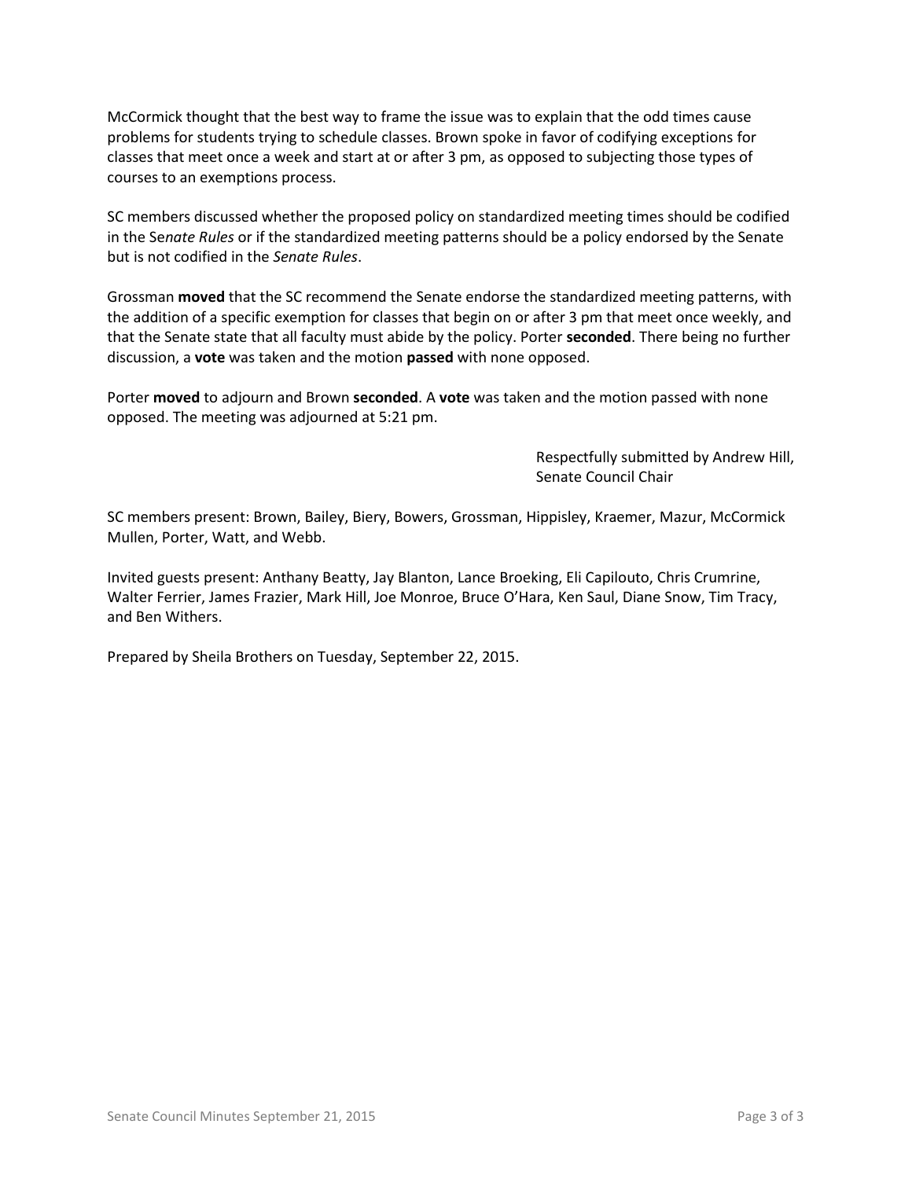McCormick thought that the best way to frame the issue was to explain that the odd times cause problems for students trying to schedule classes. Brown spoke in favor of codifying exceptions for classes that meet once a week and start at or after 3 pm, as opposed to subjecting those types of courses to an exemptions process.

SC members discussed whether the proposed policy on standardized meeting times should be codified in the Se*nate Rules* or if the standardized meeting patterns should be a policy endorsed by the Senate but is not codified in the *Senate Rules*.

Grossman **moved** that the SC recommend the Senate endorse the standardized meeting patterns, with the addition of a specific exemption for classes that begin on or after 3 pm that meet once weekly, and that the Senate state that all faculty must abide by the policy. Porter **seconded**. There being no further discussion, a **vote** was taken and the motion **passed** with none opposed.

Porter **moved** to adjourn and Brown **seconded**. A **vote** was taken and the motion passed with none opposed. The meeting was adjourned at 5:21 pm.

Respectfully submitted by Andrew Hill,
Senate Council Chair

SC members present: Brown, Bailey, Biery, Bowers, Grossman, Hippisley, Kraemer, Mazur, McCormick Mullen, Porter, Watt, and Webb.

Invited guests present: Anthany Beatty, Jay Blanton, Lance Broeking, Eli Capilouto, Chris Crumrine, Walter Ferrier, James Frazier, Mark Hill, Joe Monroe, Bruce O'Hara, Ken Saul, Diane Snow, Tim Tracy, and Ben Withers.

Prepared by Sheila Brothers on Tuesday, September 22, 2015.